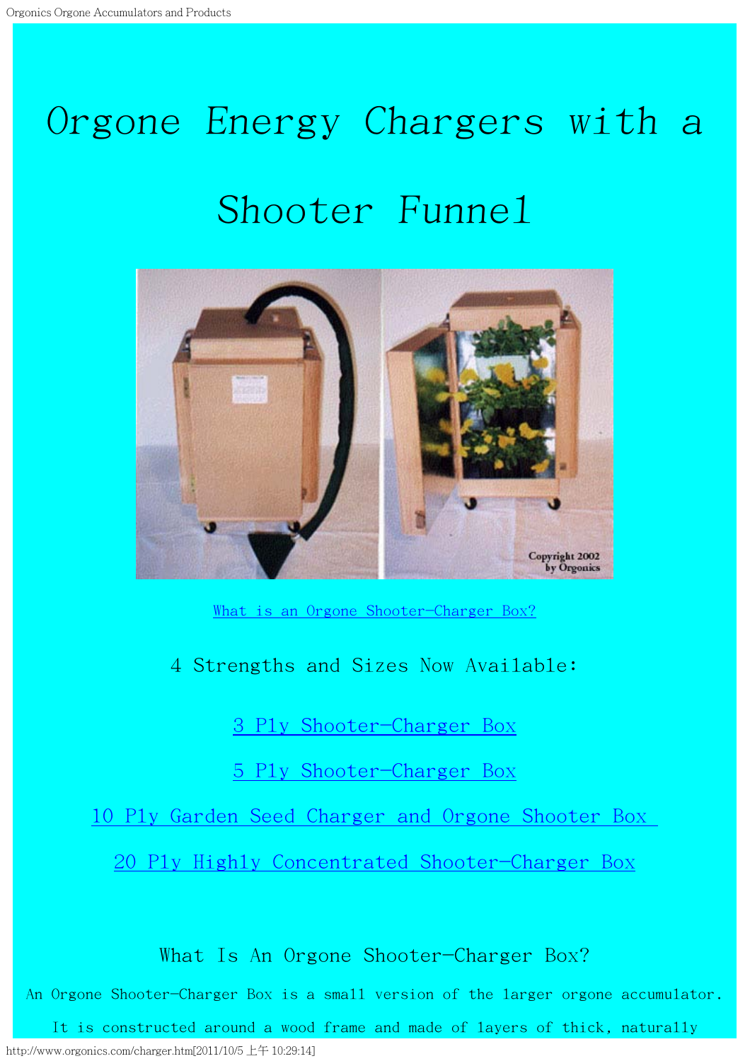# Orgone Energy Chargers with a Shooter Funnel

[What is an Orgone Shooter-Charger Box?]

4 Strengths and Sizes Now Available:

[3 Ply Shooter-Charger Box]

[5 Ply Shooter-Charger Box]

[10 Ply Garden Seed Charger and Orgone Shooter Box]

[20 Ply Highly Concentrated Shooter-Charger Box]

## What Is An Orgone Shooter-Charger Box?

An Orgone Shooter-Charger Box is a small version of the larger orgone accumulator. It is constructed around a wood frame and made of layers of thick, naturally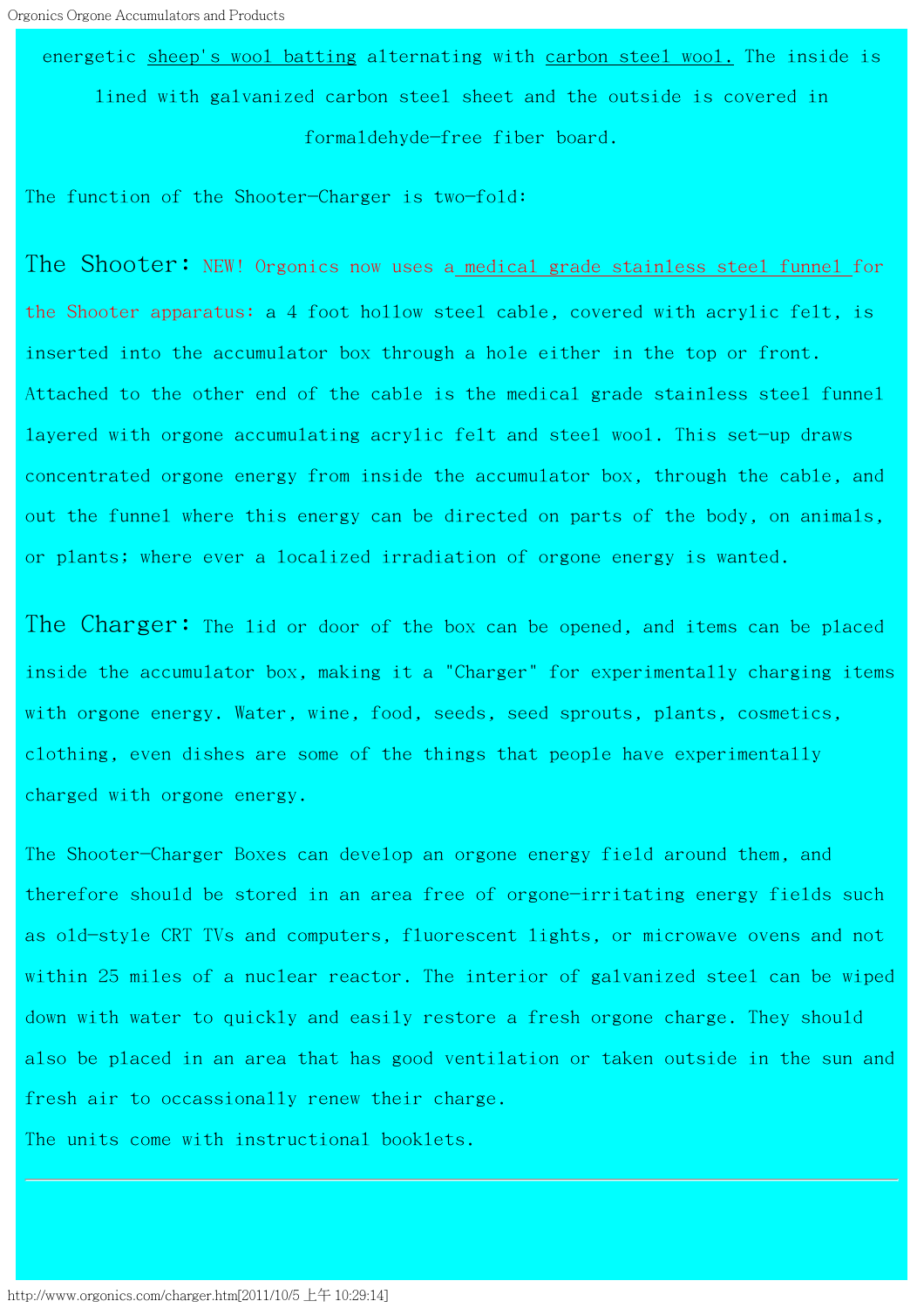energetic sheep's wool batting alternating with carbon steel wool. The inside is lined with galvanized carbon steel sheet and the outside is covered in formaldehyde-free fiber board.

The function of the Shooter-Charger is two-fold:

**The Shooter:** NEW! Orgonics now uses a medical grade stainless steel funnel for the Shooter apparatus: a 4 foot hollow steel cable, covered with acrylic felt, is inserted into the accumulator box through a hole either in the top or front. Attached to the other end of the cable is the medical grade stainless steel funnel layered with orgone accumulating acrylic felt and steel wool. This set-up draws concentrated orgone energy from inside the accumulator box, through the cable, and out the funnel where this energy can be directed on parts of the body, on animals, or plants; where ever a localized irradiation of orgone energy is wanted.

**The Charger:** The lid or door of the box can be opened, and items can be placed inside the accumulator box, making it a "Charger" for experimentally charging items with orgone energy. Water, wine, food, seeds, seed sprouts, plants, cosmetics, clothing, even dishes are some of the things that people have experimentally charged with orgone energy.

The Shooter-Charger Boxes can develop an orgone energy field around them, and therefore should be stored in an area free of orgone-irritating energy fields such as old-style CRT TVs and computers, fluorescent lights, or microwave ovens and not within 25 miles of a nuclear reactor. The interior of galvanized steel can be wiped down with water to quickly and easily restore a fresh orgone charge. They should also be placed in an area that has good ventilation or taken outside in the sun and fresh air to occassionally renew their charge.
The units come with instructional booklets.

---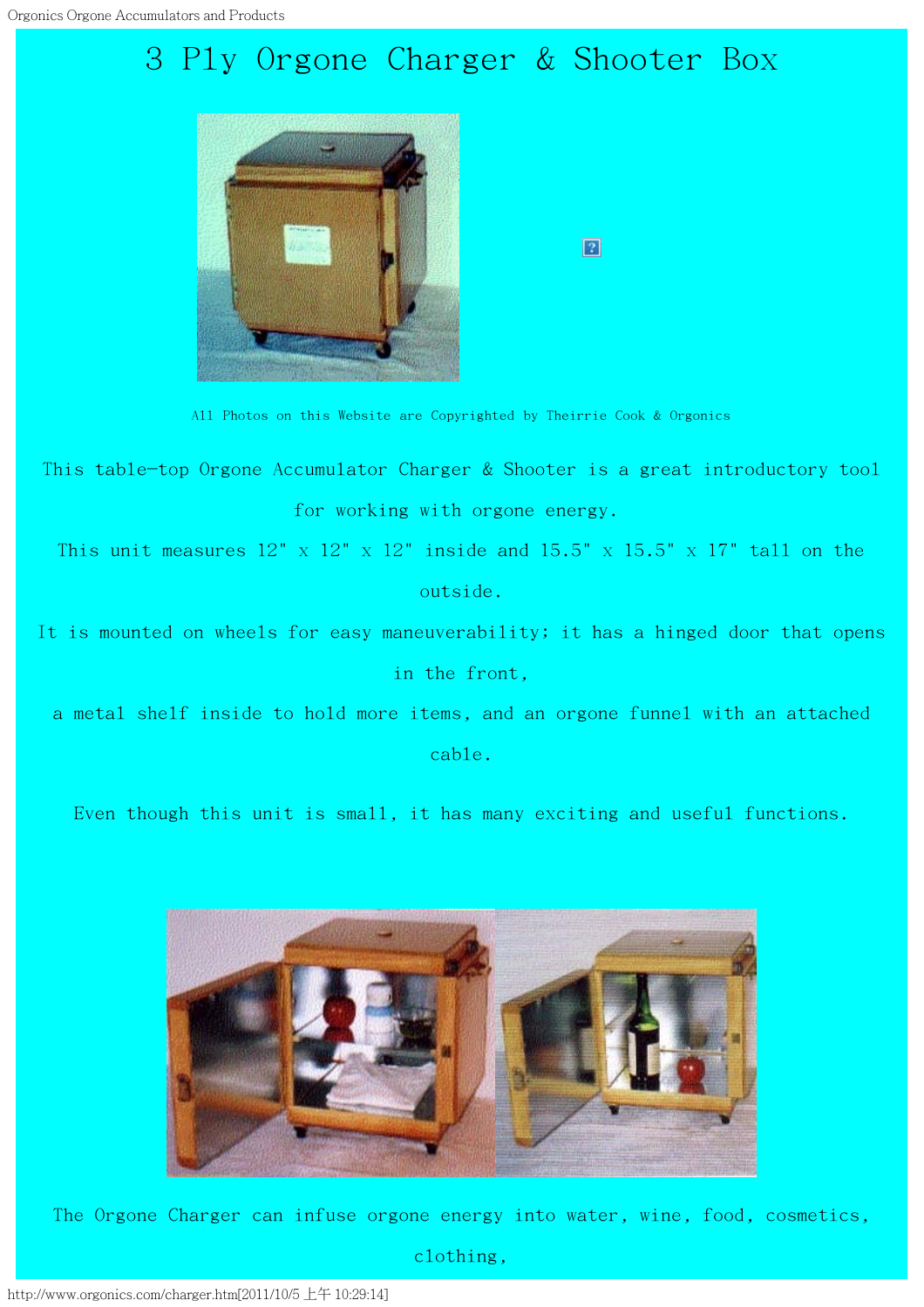# 3 Ply Orgone Charger & Shooter Box

All Photos on this Website are Copyrighted by Theirrie Cook & Orgonics

This table-top Orgone Accumulator Charger & Shooter is a great introductory tool for working with orgone energy.

This unit measures 12" x 12" x 12" inside and 15.5" x 15.5" x 17" tall on the outside.

It is mounted on wheels for easy maneuverability; it has a hinged door that opens in the front,

a metal shelf inside to hold more items, and an orgone funnel with an attached cable.

Even though this unit is small, it has many exciting and useful functions.

The Orgone Charger can infuse orgone energy into water, wine, food, cosmetics, clothing,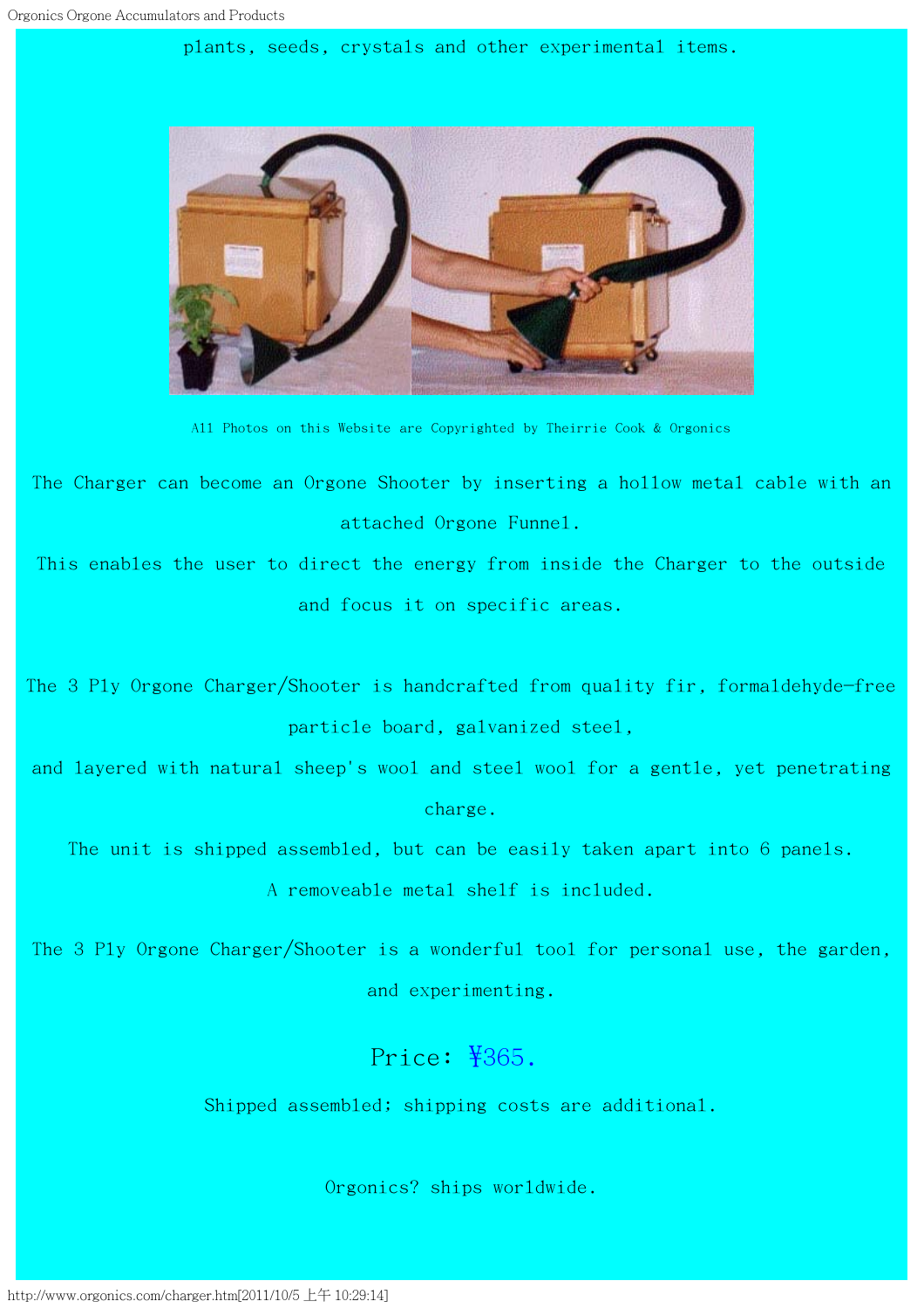plants, seeds, crystals and other experimental items.

All Photos on this Website are Copyrighted by Theirrie Cook & Orgonics

The Charger can become an Orgone Shooter by inserting a hollow metal cable with an attached Orgone Funnel.

This enables the user to direct the energy from inside the Charger to the outside and focus it on specific areas.

The 3 Ply Orgone Charger/Shooter is handcrafted from quality fir, formaldehyde-free particle board, galvanized steel,

and layered with natural sheep's wool and steel wool for a gentle, yet penetrating charge.

The unit is shipped assembled, but can be easily taken apart into 6 panels.

A removeable metal shelf is included.

The 3 Ply Orgone Charger/Shooter is a wonderful tool for personal use, the garden, and experimenting.

Price: ¥365.

Shipped assembled; shipping costs are additional.

Orgonics? ships worldwide.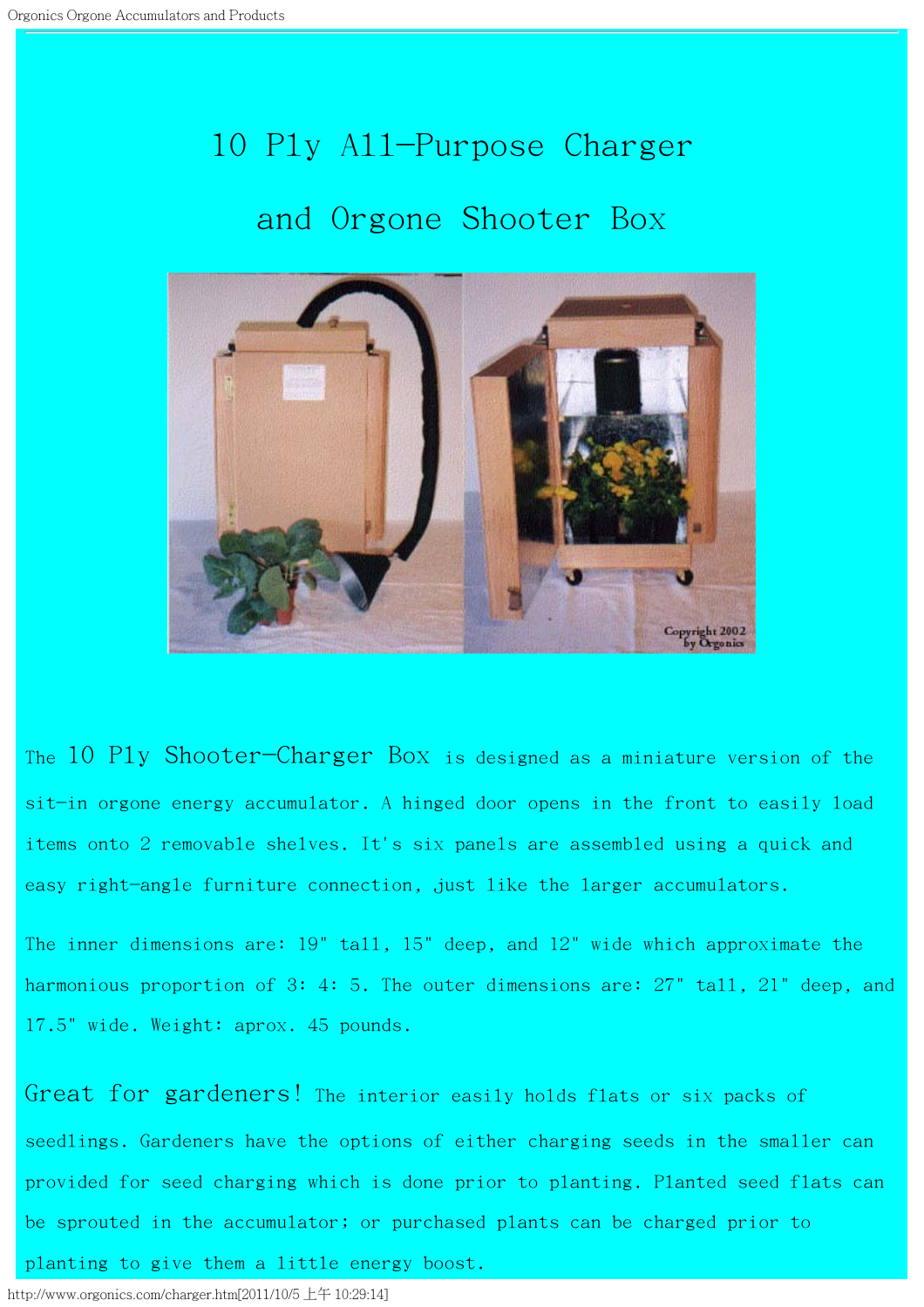# 10 Ply All-Purpose Charger

# and Orgone Shooter Box

The **10 Ply Shooter-Charger Box** is designed as a miniature version of the sit-in orgone energy accumulator. A hinged door opens in the front to easily load items onto 2 removable shelves. It's six panels are assembled using a quick and easy right-angle furniture connection, just like the larger accumulators.

The inner dimensions are: 19" tall, 15" deep, and 12" wide which approximate the harmonious proportion of 3: 4: 5. The outer dimensions are: 27" tall, 21" deep, and 17.5" wide. Weight: aprox. 45 pounds.

**Great for gardeners!** The interior easily holds flats or six packs of seedlings. Gardeners have the options of either charging seeds in the smaller can provided for seed charging which is done prior to planting. Planted seed flats can be sprouted in the accumulator; or purchased plants can be charged prior to planting to give them a little energy boost.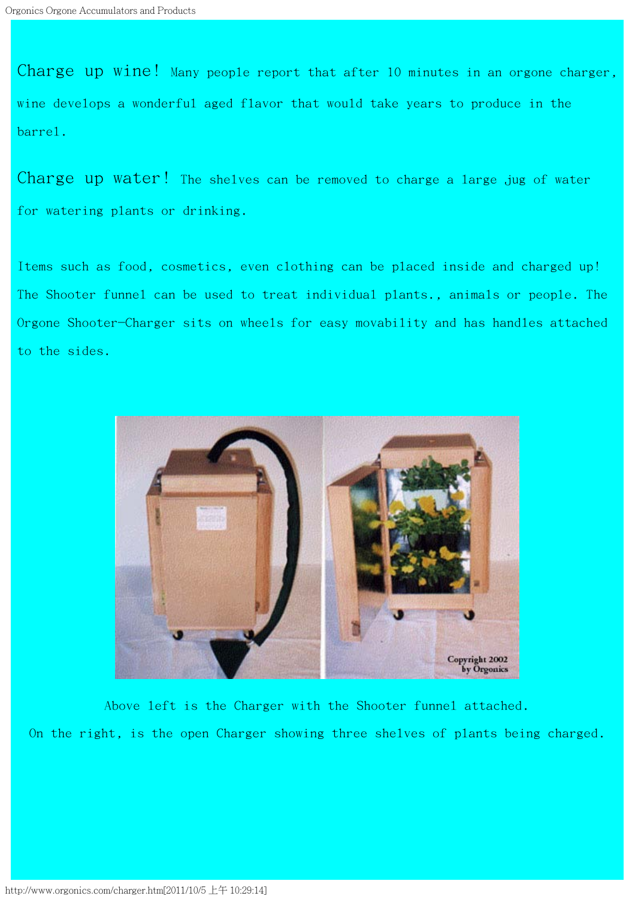**Charge up wine!** Many people report that after 10 minutes in an orgone charger, wine develops a wonderful aged flavor that would take years to produce in the barrel.

**Charge up water!** The shelves can be removed to charge a large jug of water for watering plants or drinking.

Items such as food, cosmetics, even clothing can be placed inside and charged up! The Shooter funnel can be used to treat individual plants., animals or people. The Orgone Shooter-Charger sits on wheels for easy movability and has handles attached to the sides.

Above left is the Charger with the Shooter funnel attached.

On the right, is the open Charger showing three shelves of plants being charged.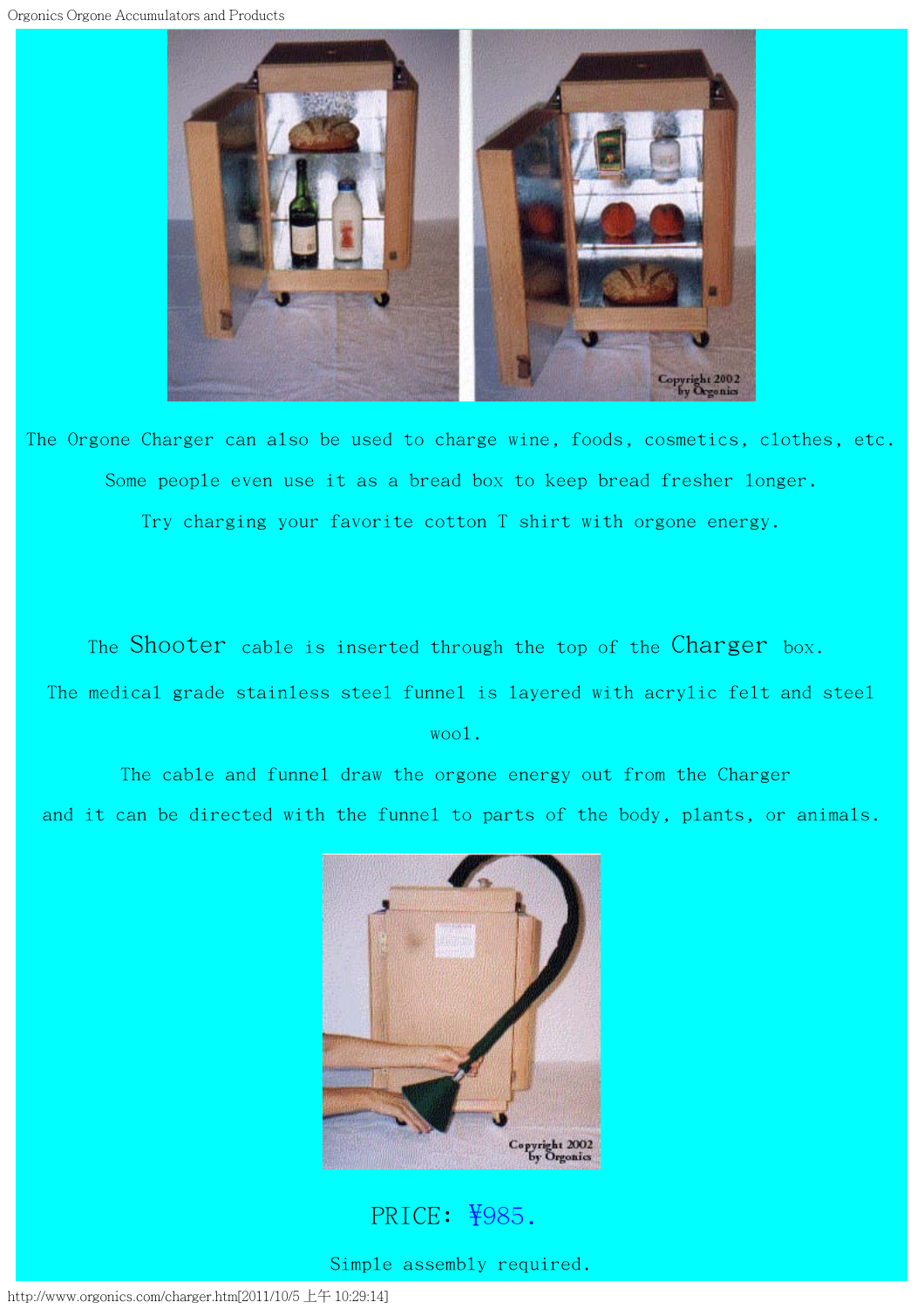The Orgone Charger can also be used to charge wine, foods, cosmetics, clothes, etc.

Some people even use it as a bread box to keep bread fresher longer.

Try charging your favorite cotton T shirt with orgone energy.

The Shooter cable is inserted through the top of the Charger box.

The medical grade stainless steel funnel is layered with acrylic felt and steel wool.

The cable and funnel draw the orgone energy out from the Charger and it can be directed with the funnel to parts of the body, plants, or animals.

PRICE: ¥985.

Simple assembly required.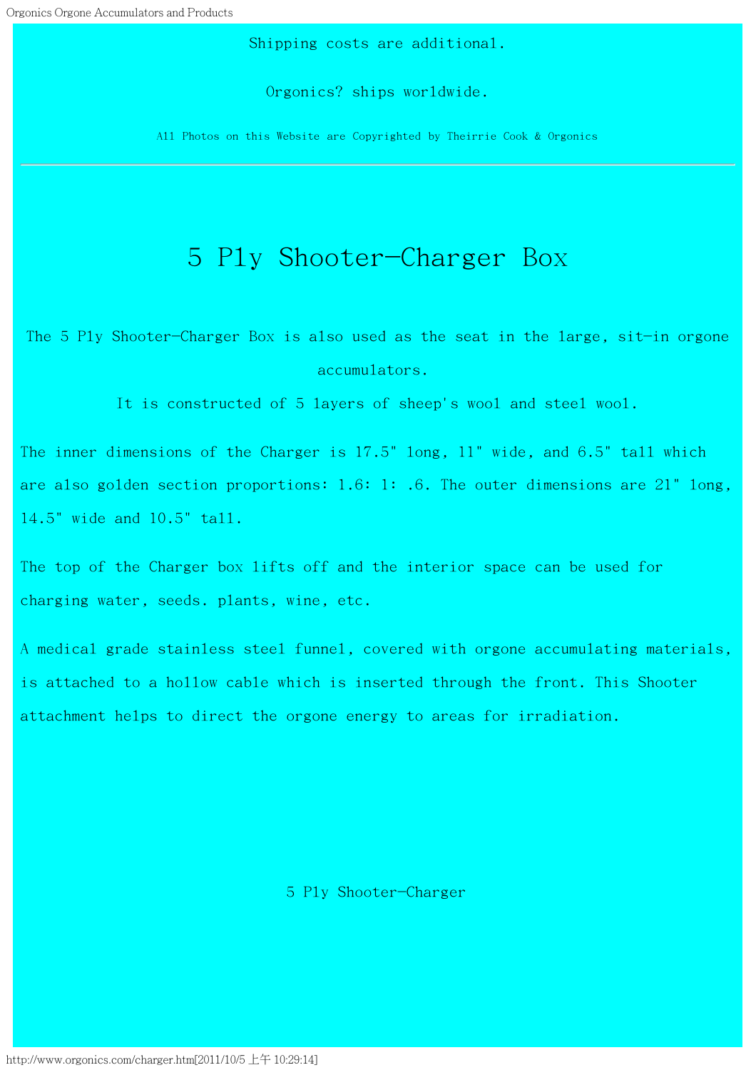Shipping costs are additional.

Orgonics? ships worldwide.

All Photos on this Website are Copyrighted by Theirrie Cook & Orgonics

---

# 5 Ply Shooter-Charger Box

The 5 Ply Shooter-Charger Box is also used as the seat in the large, sit-in orgone accumulators.

It is constructed of 5 layers of sheep's wool and steel wool.

The inner dimensions of the Charger is 17.5" long, 11" wide, and 6.5" tall which are also golden section proportions: 1.6: 1: .6. The outer dimensions are 21" long, 14.5" wide and 10.5" tall.

The top of the Charger box lifts off and the interior space can be used for charging water, seeds. plants, wine, etc.

A medical grade stainless steel funnel, covered with orgone accumulating materials, is attached to a hollow cable which is inserted through the front. This Shooter attachment helps to direct the orgone energy to areas for irradiation.

5 Ply Shooter-Charger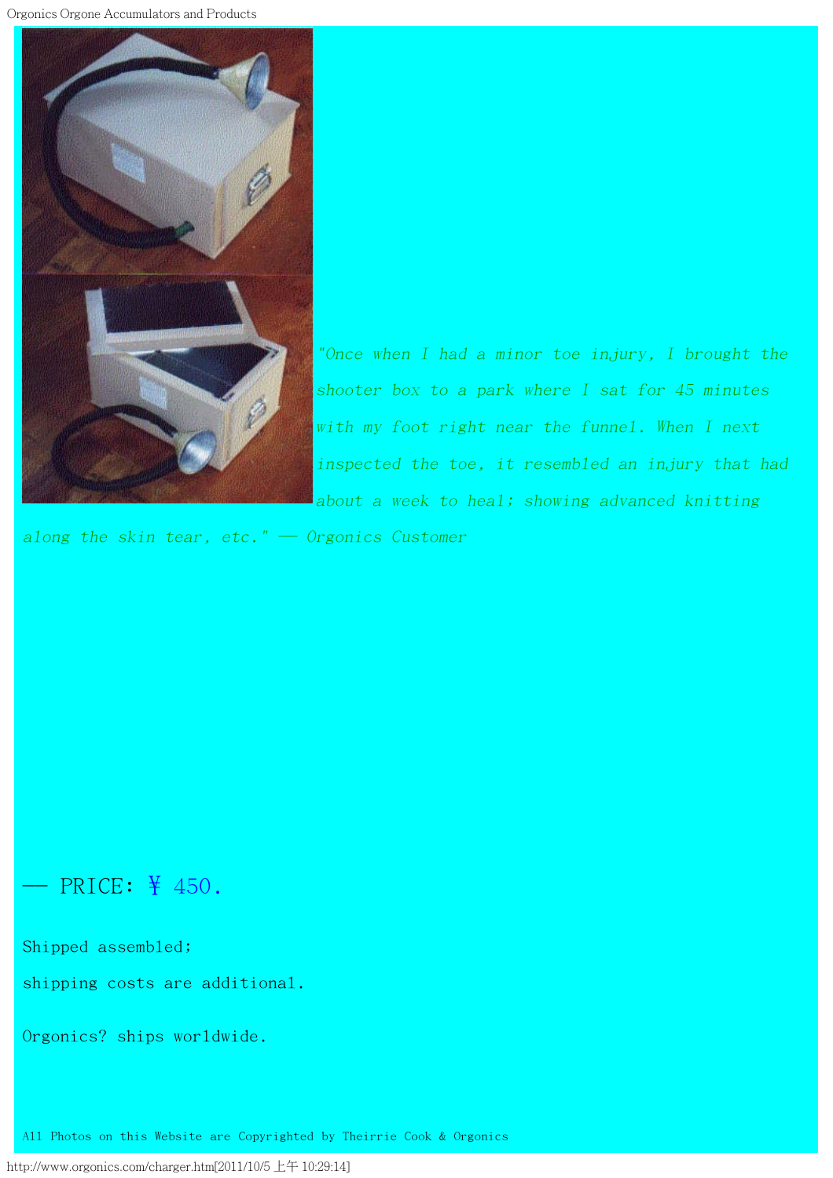*"Once when I had a minor toe injury, I brought the shooter box to a park where I sat for 45 minutes with my foot right near the funnel. When I next inspected the toe, it resembled an injury that had about a week to heal; showing advanced knitting along the skin tear, etc." — Orgonics Customer*

— PRICE: ¥ 450.

Shipped assembled;

shipping costs are additional.

Orgonics? ships worldwide.

All Photos on this Website are Copyrighted by Theirrie Cook & Orgonics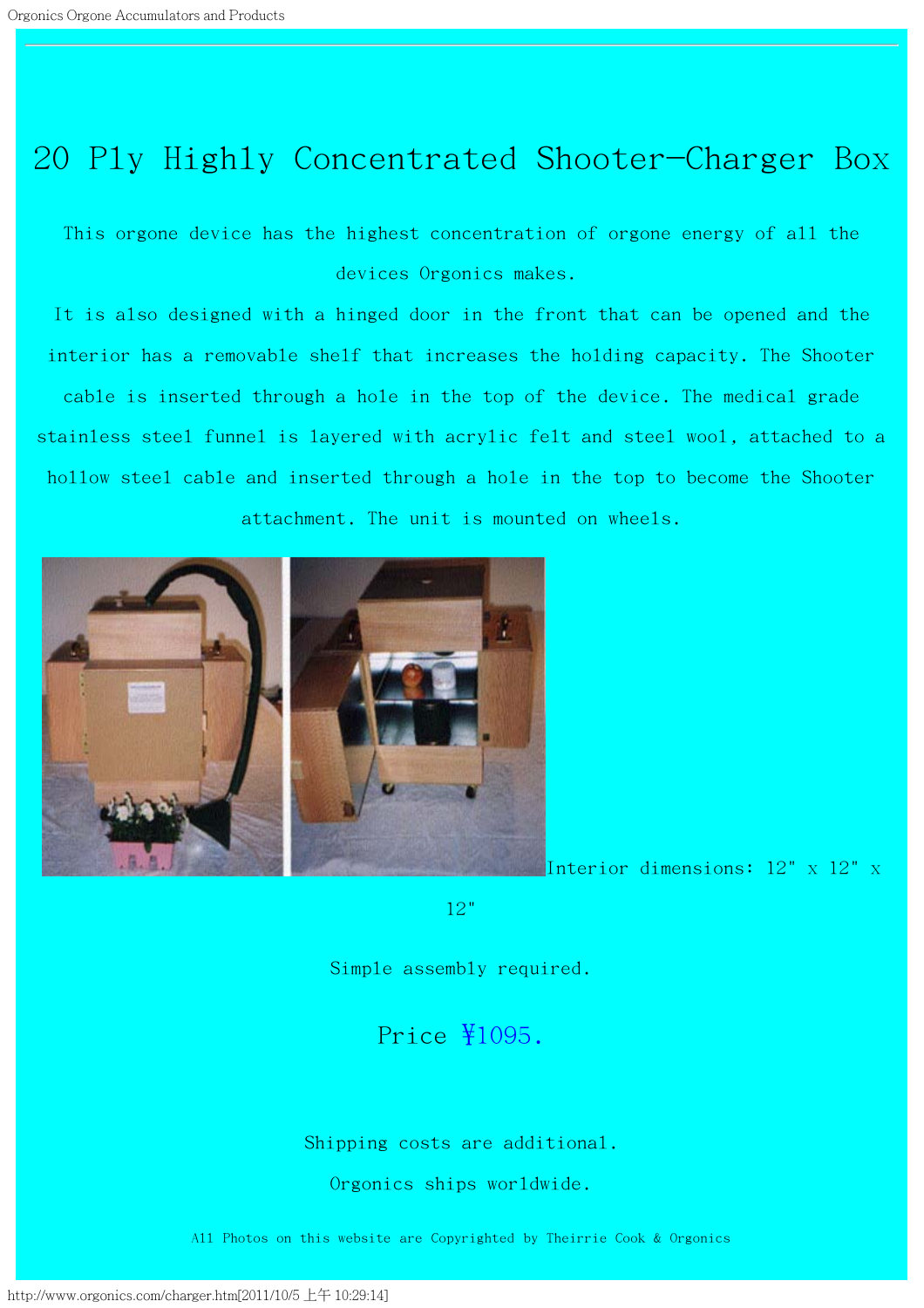# 20 Ply Highly Concentrated Shooter-Charger Box

This orgone device has the highest concentration of orgone energy of all the devices Orgonics makes.

It is also designed with a hinged door in the front that can be opened and the interior has a removable shelf that increases the holding capacity. The Shooter cable is inserted through a hole in the top of the device. The medical grade stainless steel funnel is layered with acrylic felt and steel wool, attached to a hollow steel cable and inserted through a hole in the top to become the Shooter attachment. The unit is mounted on wheels.

Interior dimensions: 12" x 12" x 12"

Simple assembly required.

Price ¥1095.

Shipping costs are additional.

Orgonics ships worldwide.

All Photos on this website are Copyrighted by Theirrie Cook & Orgonics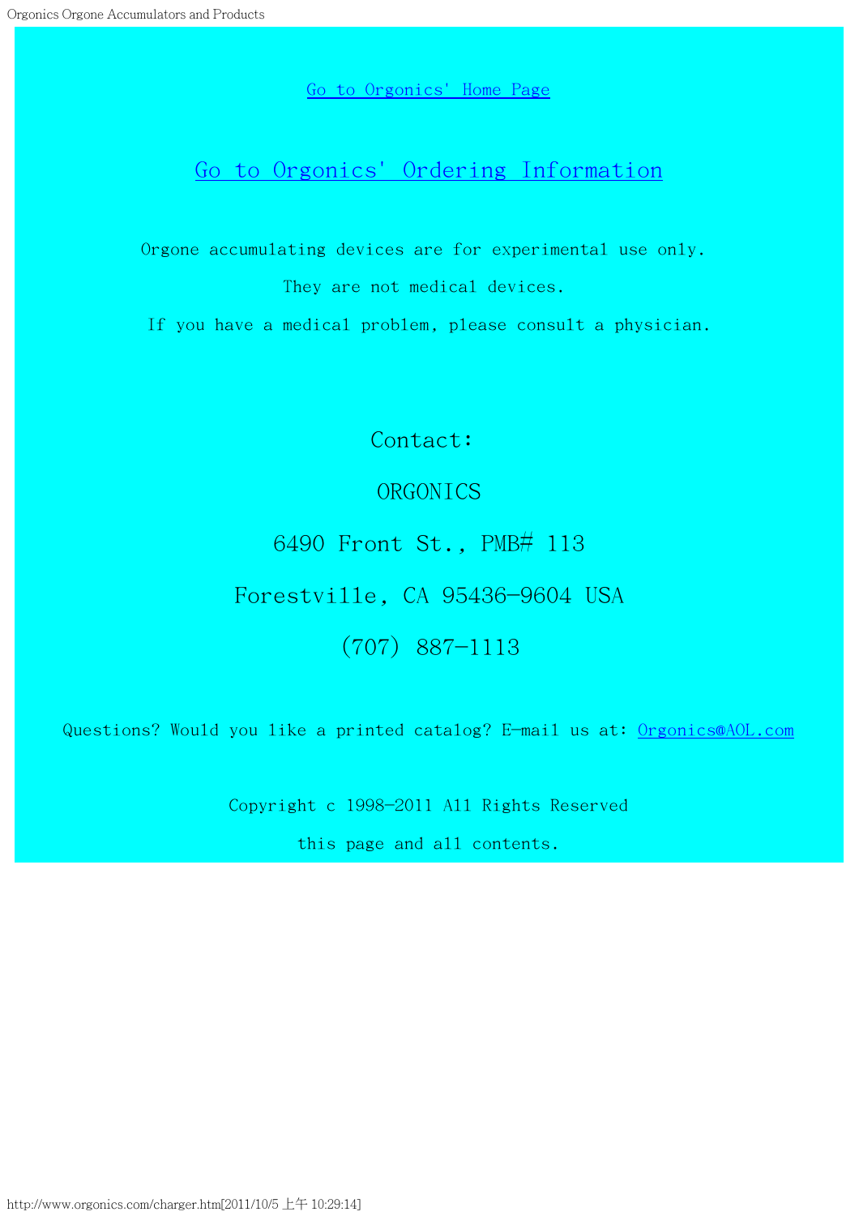[Go to Orgonics' Home Page](http://www.orgonics.com/)

## [Go to Orgonics' Ordering Information](http://www.orgonics.com/)

Orgone accumulating devices are for experimental use only.

They are not medical devices.

If you have a medical problem, please consult a physician.

Contact:

ORGONICS

6490 Front St., PMB# 113

Forestville, CA 95436-9604 USA

(707) 887-1113

Questions? Would you like a printed catalog? E-mail us at: [Orgonics@AOL.com](mailto:Orgonics@AOL.com)

Copyright c 1998-2011 All Rights Reserved

this page and all contents.